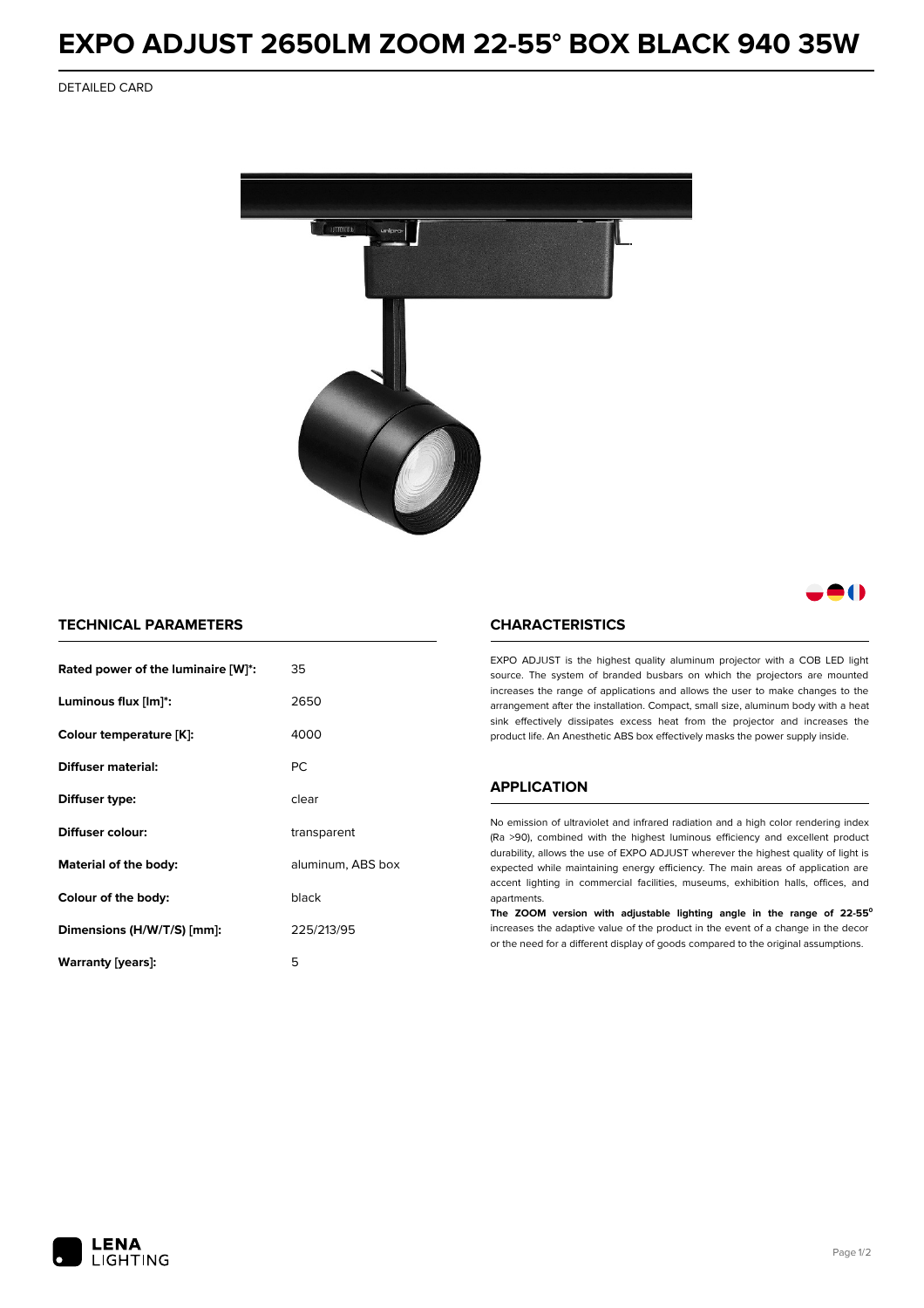# EXPO ADJUST 2650LM ZOOM 22-55° BOX BLACK 940 35W

DETAILED CARD

## TECHNICAL PARAMETERS

| | |
|---|---|
| **Rated power of the luminaire [W]*:** | 35 |
| **Luminous flux [lm]*:** | 2650 |
| **Colour temperature [K]:** | 4000 |
| **Diffuser material:** | PC |
| **Diffuser type:** | clear |
| **Diffuser colour:** | transparent |
| **Material of the body:** | aluminum, ABS box |
| **Colour of the body:** | black |
| **Dimensions (H/W/T/S) [mm]:** | 225/213/95 |
| **Warranty [years]:** | 5 |

## CHARACTERISTICS

EXPO ADJUST is the highest quality aluminum projector with a COB LED light source. The system of branded busbars on which the projectors are mounted increases the range of applications and allows the user to make changes to the arrangement after the installation. Compact, small size, aluminum body with a heat sink effectively dissipates excess heat from the projector and increases the product life. An Anesthetic ABS box effectively masks the power supply inside.

## APPLICATION

No emission of ultraviolet and infrared radiation and a high color rendering index (Ra >90), combined with the highest luminous efficiency and excellent product durability, allows the use of EXPO ADJUST wherever the highest quality of light is expected while maintaining energy efficiency. The main areas of application are accent lighting in commercial facilities, museums, exhibition halls, offices, and apartments.

**The ZOOM version with adjustable lighting angle in the range of 22-55°** increases the adaptive value of the product in the event of a change in the decor or the need for a different display of goods compared to the original assumptions.

LENA LIGHTING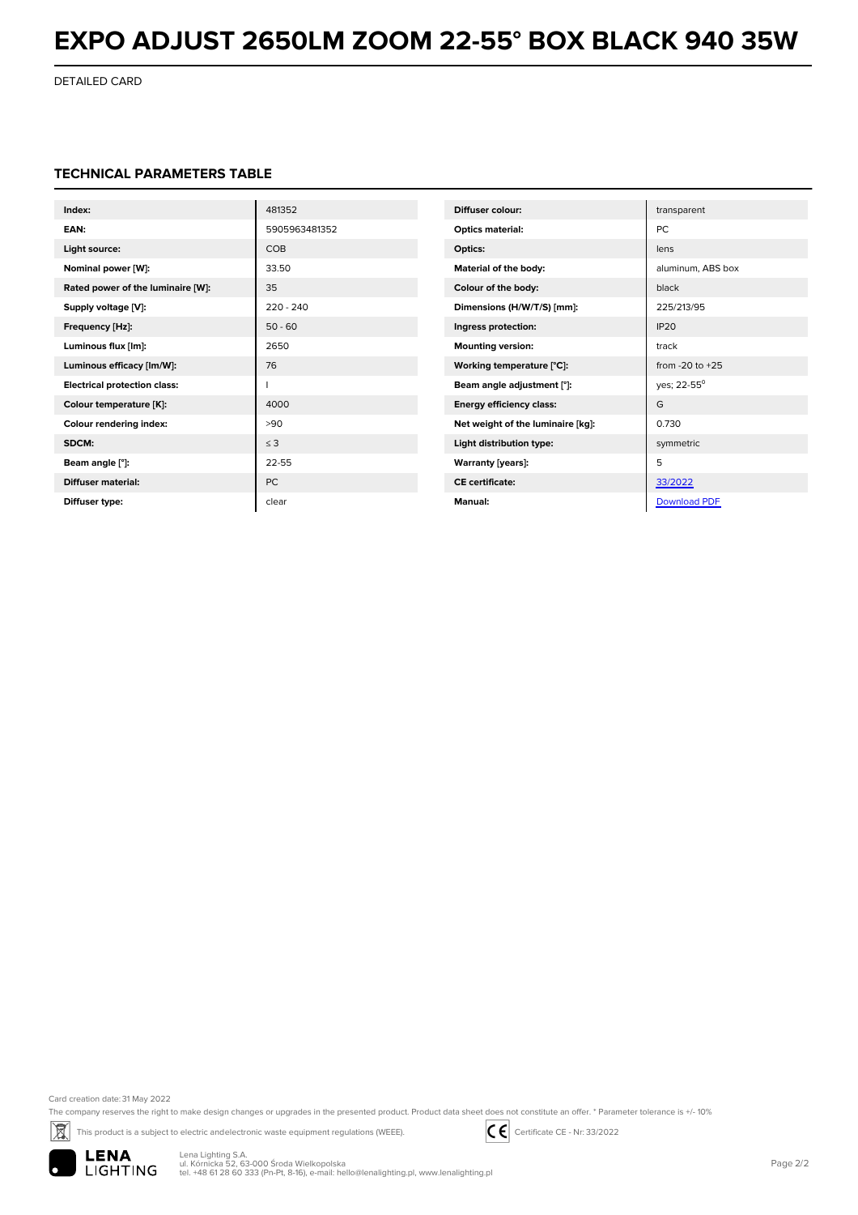# EXPO ADJUST 2650LM ZOOM 22-55° BOX BLACK 940 35W

DETAILED CARD

## TECHNICAL PARAMETERS TABLE

| | |
|---|---|
| **Index:** | 481352 |
| **EAN:** | 5905963481352 |
| **Light source:** | COB |
| **Nominal power [W]:** | 33.50 |
| **Rated power of the luminaire [W]:** | 35 |
| **Supply voltage [V]:** | 220 - 240 |
| **Frequency [Hz]:** | 50 - 60 |
| **Luminous flux [lm]:** | 2650 |
| **Luminous efficacy [lm/W]:** | 76 |
| **Electrical protection class:** | I |
| **Colour temperature [K]:** | 4000 |
| **Colour rendering index:** | >90 |
| **SDCM:** | ≤ 3 |
| **Beam angle [°]:** | 22-55 |
| **Diffuser material:** | PC |
| **Diffuser type:** | clear |

| | |
|---|---|
| **Diffuser colour:** | transparent |
| **Optics material:** | PC |
| **Optics:** | lens |
| **Material of the body:** | aluminum, ABS box |
| **Colour of the body:** | black |
| **Dimensions (H/W/T/S) [mm]:** | 225/213/95 |
| **Ingress protection:** | IP20 |
| **Mounting version:** | track |
| **Working temperature [°C]:** | from -20 to +25 |
| **Beam angle adjustment [°]:** | yes; 22-55° |
| **Energy efficiency class:** | G |
| **Net weight of the luminaire [kg]:** | 0.730 |
| **Light distribution type:** | symmetric |
| **Warranty [years]:** | 5 |
| **CE certificate:** | 33/2022 |
| **Manual:** | Download PDF |

Card creation date: 31 May 2022

The company reserves the right to make design changes or upgrades in the presented product. Product data sheet does not constitute an offer. * Parameter tolerance is +/- 10%

This product is a subject to electric andelectronic waste equipment regulations (WEEE).

Certificate CE - Nr: 33/2022

Lena Lighting S.A.
ul. Kórnicka 52, 63-000 Środa Wielkopolska
tel. +48 61 28 60 333 (Pn-Pt, 8-16), e-mail: hello@lenalighting.pl, www.lenalighting.pl